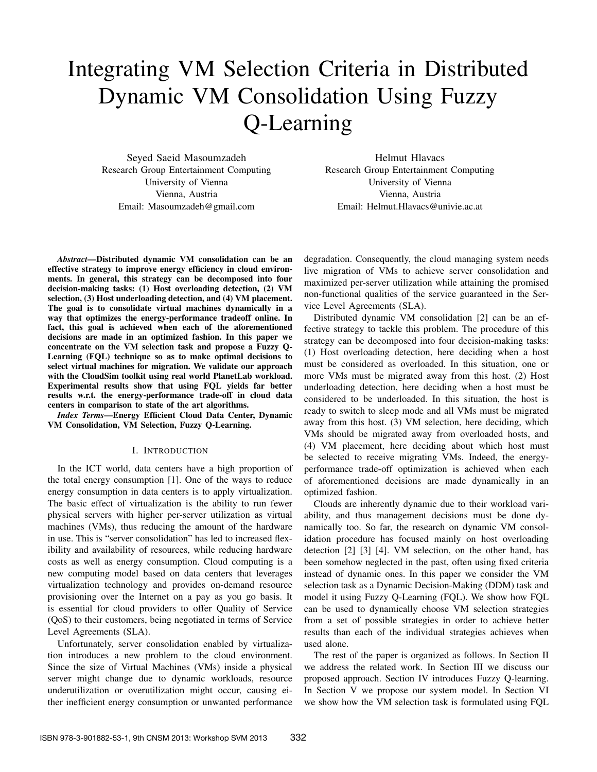# Integrating VM Selection Criteria in Distributed Dynamic VM Consolidation Using Fuzzy Q-Learning

Seyed Saeid Masoumzadeh
Research Group Entertainment Computing
University of Vienna
Vienna, Austria
Email: Masoumzadeh@gmail.com

Helmut Hlavacs
Research Group Entertainment Computing
University of Vienna
Vienna, Austria
Email: Helmut.Hlavacs@univie.ac.at

***Abstract*—Distributed dynamic VM consolidation can be an effective strategy to improve energy efficiency in cloud environments. In general, this strategy can be decomposed into four decision-making tasks: (1) Host overloading detection, (2) VM selection, (3) Host underloading detection, and (4) VM placement. The goal is to consolidate virtual machines dynamically in a way that optimizes the energy-performance tradeoff online. In fact, this goal is achieved when each of the aforementioned decisions are made in an optimized fashion. In this paper we concentrate on the VM selection task and propose a Fuzzy Q-Learning (FQL) technique so as to make optimal decisions to select virtual machines for migration. We validate our approach with the CloudSim toolkit using real world PlanetLab workload. Experimental results show that using FQL yields far better results w.r.t. the energy-performance trade-off in cloud data centers in comparison to state of the art algorithms.**

***Index Terms*—Energy Efficient Cloud Data Center, Dynamic VM Consolidation, VM Selection, Fuzzy Q-Learning.**

## I. Introduction

In the ICT world, data centers have a high proportion of the total energy consumption [1]. One of the ways to reduce energy consumption in data centers is to apply virtualization. The basic effect of virtualization is the ability to run fewer physical servers with higher per-server utilization as virtual machines (VMs), thus reducing the amount of the hardware in use. This is "server consolidation" has led to increased flexibility and availability of resources, while reducing hardware costs as well as energy consumption. Cloud computing is a new computing model based on data centers that leverages virtualization technology and provides on-demand resource provisioning over the Internet on a pay as you go basis. It is essential for cloud providers to offer Quality of Service (QoS) to their customers, being negotiated in terms of Service Level Agreements (SLA).

Unfortunately, server consolidation enabled by virtualization introduces a new problem to the cloud environment. Since the size of Virtual Machines (VMs) inside a physical server might change due to dynamic workloads, resource underutilization or overutilization might occur, causing either inefficient energy consumption or unwanted performance degradation. Consequently, the cloud managing system needs live migration of VMs to achieve server consolidation and maximized per-server utilization while attaining the promised non-functional qualities of the service guaranteed in the Service Level Agreements (SLA).

Distributed dynamic VM consolidation [2] can be an effective strategy to tackle this problem. The procedure of this strategy can be decomposed into four decision-making tasks: (1) Host overloading detection, here deciding when a host must be considered as overloaded. In this situation, one or more VMs must be migrated away from this host. (2) Host underloading detection, here deciding when a host must be considered to be underloaded. In this situation, the host is ready to switch to sleep mode and all VMs must be migrated away from this host. (3) VM selection, here deciding, which VMs should be migrated away from overloaded hosts, and (4) VM placement, here deciding about which host must be selected to receive migrating VMs. Indeed, the energy-performance trade-off optimization is achieved when each of aforementioned decisions are made dynamically in an optimized fashion.

Clouds are inherently dynamic due to their workload variability, and thus management decisions must be done dynamically too. So far, the research on dynamic VM consolidation procedure has focused mainly on host overloading detection [2] [3] [4]. VM selection, on the other hand, has been somehow neglected in the past, often using fixed criteria instead of dynamic ones. In this paper we consider the VM selection task as a Dynamic Decision-Making (DDM) task and model it using Fuzzy Q-Learning (FQL). We show how FQL can be used to dynamically choose VM selection strategies from a set of possible strategies in order to achieve better results than each of the individual strategies achieves when used alone.

The rest of the paper is organized as follows. In Section II we address the related work. In Section III we discuss our proposed approach. Section IV introduces Fuzzy Q-learning. In Section V we propose our system model. In Section VI we show how the VM selection task is formulated using FQL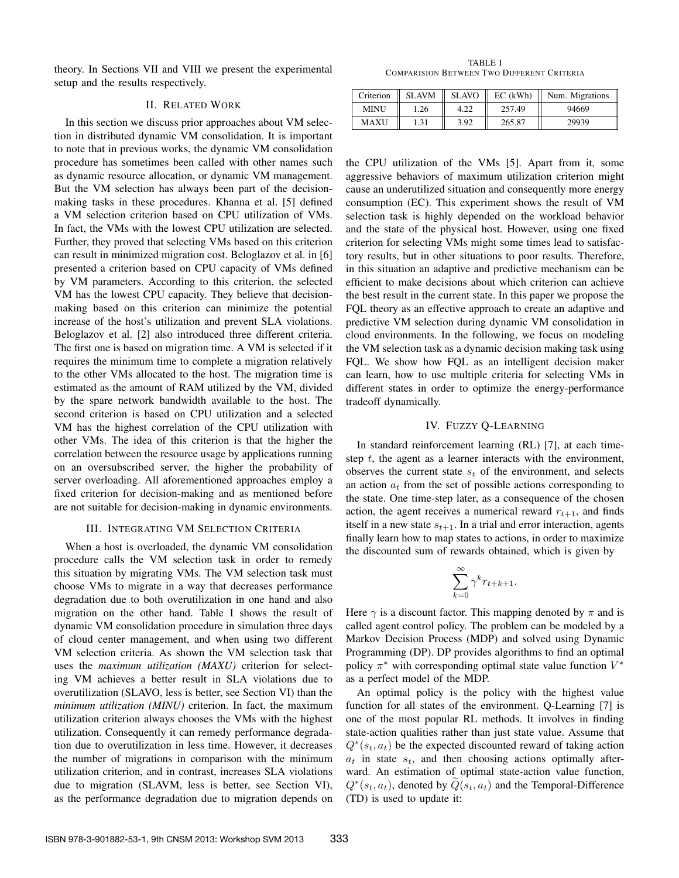theory. In Sections VII and VIII we present the experimental setup and the results respectively.

## II. Related Work

In this section we discuss prior approaches about VM selection in distributed dynamic VM consolidation. It is important to note that in previous works, the dynamic VM consolidation procedure has sometimes been called with other names such as dynamic resource allocation, or dynamic VM management. But the VM selection has always been part of the decision-making tasks in these procedures. Khanna et al. [5] defined a VM selection criterion based on CPU utilization of VMs. In fact, the VMs with the lowest CPU utilization are selected. Further, they proved that selecting VMs based on this criterion can result in minimized migration cost. Beloglazov et al. in [6] presented a criterion based on CPU capacity of VMs defined by VM parameters. According to this criterion, the selected VM has the lowest CPU capacity. They believe that decision-making based on this criterion can minimize the potential increase of the host's utilization and prevent SLA violations. Beloglazov et al. [2] also introduced three different criteria. The first one is based on migration time. A VM is selected if it requires the minimum time to complete a migration relatively to the other VMs allocated to the host. The migration time is estimated as the amount of RAM utilized by the VM, divided by the spare network bandwidth available to the host. The second criterion is based on CPU utilization and a selected VM has the highest correlation of the CPU utilization with other VMs. The idea of this criterion is that the higher the correlation between the resource usage by applications running on an oversubscribed server, the higher the probability of server overloading. All aforementioned approaches employ a fixed criterion for decision-making and as mentioned before are not suitable for decision-making in dynamic environments.

## III. Integrating VM Selection Criteria

When a host is overloaded, the dynamic VM consolidation procedure calls the VM selection task in order to remedy this situation by migrating VMs. The VM selection task must choose VMs to migrate in a way that decreases performance degradation due to both overutilization in one hand and also migration on the other hand. Table I shows the result of dynamic VM consolidation procedure in simulation three days of cloud center management, and when using two different VM selection criteria. As shown the VM selection task that uses the *maximum utilization (MAXU)* criterion for selecting VM achieves a better result in SLA violations due to overutilization (SLAVO, less is better, see Section VI) than the *minimum utilization (MINU)* criterion. In fact, the maximum utilization criterion always chooses the VMs with the highest utilization. Consequently it can remedy performance degradation due to overutilization in less time. However, it decreases the number of migrations in comparison with the minimum utilization criterion, and in contrast, increases SLA violations due to migration (SLAVM, less is better, see Section VI), as the performance degradation due to migration depends on the CPU utilization of the VMs [5]. Apart from it, some aggressive behaviors of maximum utilization criterion might cause an underutilized situation and consequently more energy consumption (EC). This experiment shows the result of VM selection task is highly depended on the workload behavior and the state of the physical host. However, using one fixed criterion for selecting VMs might some times lead to satisfactory results, but in other situations to poor results. Therefore, in this situation an adaptive and predictive mechanism can be efficient to make decisions about which criterion can achieve the best result in the current state. In this paper we propose the FQL theory as an effective approach to create an adaptive and predictive VM selection during dynamic VM consolidation in cloud environments. In the following, we focus on modeling the VM selection task as a dynamic decision making task using FQL. We show how FQL as an intelligent decision maker can learn, how to use multiple criteria for selecting VMs in different states in order to optimize the energy-performance tradeoff dynamically.

TABLE I
Comparision Between Two Different Criteria

| Criterion | SLAVM | SLAVO | EC (kWh) | Num. Migrations |
|---|---|---|---|---|
| MINU | 1.26 | 4.22 | 257.49 | 94669 |
| MAXU | 1.31 | 3.92 | 265.87 | 29939 |

## IV. Fuzzy Q-Learning

In standard reinforcement learning (RL) [7], at each time-step $t$, the agent as a learner interacts with the environment, observes the current state $s_t$ of the environment, and selects an action $a_t$ from the set of possible actions corresponding to the state. One time-step later, as a consequence of the chosen action, the agent receives a numerical reward $r_{t+1}$, and finds itself in a new state $s_{t+1}$. In a trial and error interaction, agents finally learn how to map states to actions, in order to maximize the discounted sum of rewards obtained, which is given by

$$\sum_{k=0}^{\infty} \gamma^k r_{t+k+1}.$$

Here $\gamma$ is a discount factor. This mapping denoted by $\pi$ and is called agent control policy. The problem can be modeled by a Markov Decision Process (MDP) and solved using Dynamic Programming (DP). DP provides algorithms to find an optimal policy $\pi^*$ with corresponding optimal state value function $V^*$ as a perfect model of the MDP.

An optimal policy is the policy with the highest value function for all states of the environment. Q-Learning [7] is one of the most popular RL methods. It involves in finding state-action qualities rather than just state value. Assume that $Q^*(s_t, a_t)$ be the expected discounted reward of taking action $a_t$ in state $s_t$, and then choosing actions optimally afterward. An estimation of optimal state-action value function, $Q^*(s_t, a_t)$, denoted by $\widetilde{Q}(s_t, a_t)$ and the Temporal-Difference (TD) is used to update it: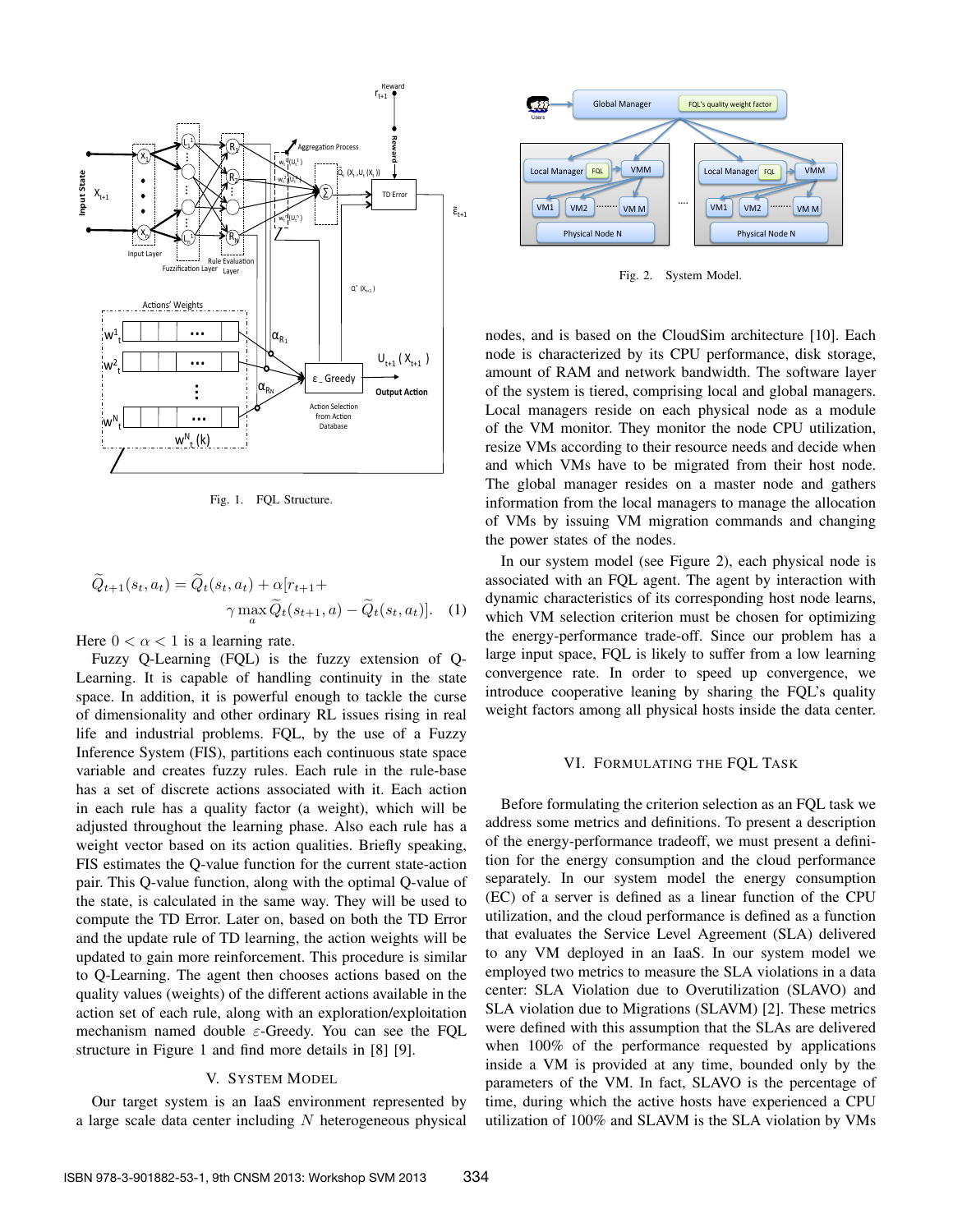Fig. 1. FQL Structure.

$$\widetilde{Q}_{t+1}(s_t, a_t) = \widetilde{Q}_t(s_t, a_t) + \alpha[r_{t+1} + \gamma \max_a \widetilde{Q}_t(s_{t+1}, a) - \widetilde{Q}_t(s_t, a_t)]. \quad (1)$$

Here $0 < \alpha < 1$ is a learning rate.

Fuzzy Q-Learning (FQL) is the fuzzy extension of Q-Learning. It is capable of handling continuity in the state space. In addition, it is powerful enough to tackle the curse of dimensionality and other ordinary RL issues rising in real life and industrial problems. FQL, by the use of a Fuzzy Inference System (FIS), partitions each continuous state space variable and creates fuzzy rules. Each rule in the rule-base has a set of discrete actions associated with it. Each action in each rule has a quality factor (a weight), which will be adjusted throughout the learning phase. Also each rule has a weight vector based on its action qualities. Briefly speaking, FIS estimates the Q-value function for the current state-action pair. This Q-value function, along with the optimal Q-value of the state, is calculated in the same way. They will be used to compute the TD Error. Later on, based on both the TD Error and the update rule of TD learning, the action weights will be updated to gain more reinforcement. This procedure is similar to Q-Learning. The agent then chooses actions based on the quality values (weights) of the different actions available in the action set of each rule, along with an exploration/exploitation mechanism named double $\varepsilon$-Greedy. You can see the FQL structure in Figure 1 and find more details in [8] [9].

## V. System Model

Our target system is an IaaS environment represented by a large scale data center including $N$ heterogeneous physical nodes, and is based on the CloudSim architecture [10]. Each node is characterized by its CPU performance, disk storage, amount of RAM and network bandwidth. The software layer of the system is tiered, comprising local and global managers. Local managers reside on each physical node as a module of the VM monitor. They monitor the node CPU utilization, resize VMs according to their resource needs and decide when and which VMs have to be migrated from their host node. The global manager resides on a master node and gathers information from the local managers to manage the allocation of VMs by issuing VM migration commands and changing the power states of the nodes.

Fig. 2. System Model.

In our system model (see Figure 2), each physical node is associated with an FQL agent. The agent by interaction with dynamic characteristics of its corresponding host node learns, which VM selection criterion must be chosen for optimizing the energy-performance trade-off. Since our problem has a large input space, FQL is likely to suffer from a low learning convergence rate. In order to speed up convergence, we introduce cooperative leaning by sharing the FQL's quality weight factors among all physical hosts inside the data center.

## VI. Formulating the FQL Task

Before formulating the criterion selection as an FQL task we address some metrics and definitions. To present a description of the energy-performance tradeoff, we must present a definition for the energy consumption and the cloud performance separately. In our system model the energy consumption (EC) of a server is defined as a linear function of the CPU utilization, and the cloud performance is defined as a function that evaluates the Service Level Agreement (SLA) delivered to any VM deployed in an IaaS. In our system model we employed two metrics to measure the SLA violations in a data center: SLA Violation due to Overutilization (SLAVO) and SLA violation due to Migrations (SLAVM) [2]. These metrics were defined with this assumption that the SLAs are delivered when 100% of the performance requested by applications inside a VM is provided at any time, bounded only by the parameters of the VM. In fact, SLAVO is the percentage of time, during which the active hosts have experienced a CPU utilization of 100% and SLAVM is the SLA violation by VMs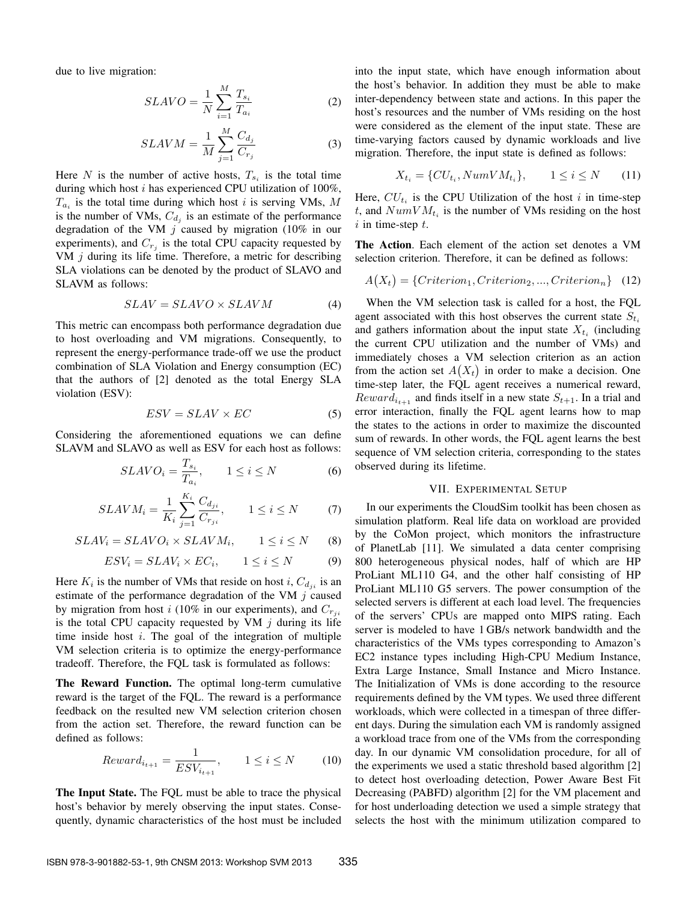due to live migration:

$$SLAVO = \frac{1}{N}\sum_{i=1}^{M}\frac{T_{s_i}}{T_{a_i}} \tag{2}$$

$$SLAVM = \frac{1}{M}\sum_{j=1}^{M}\frac{C_{d_j}}{C_{r_j}} \tag{3}$$

Here $N$ is the number of active hosts, $T_{s_i}$ is the total time during which host $i$ has experienced CPU utilization of 100%, $T_{a_i}$ is the total time during which host $i$ is serving VMs, $M$ is the number of VMs, $C_{d_j}$ is an estimate of the performance degradation of the VM $j$ caused by migration (10% in our experiments), and $C_{r_j}$ is the total CPU capacity requested by VM $j$ during its life time. Therefore, a metric for describing SLA violations can be denoted by the product of SLAVO and SLAVM as follows:

$$SLAV = SLAVO \times SLAVM \tag{4}$$

This metric can encompass both performance degradation due to host overloading and VM migrations. Consequently, to represent the energy-performance trade-off we use the product combination of SLA Violation and Energy consumption (EC) that the authors of [2] denoted as the total Energy SLA violation (ESV):

$$ESV = SLAV \times EC \tag{5}$$

Considering the aforementioned equations we can define SLAVM and SLAVO as well as ESV for each host as follows:

$$SLAVO_i = \frac{T_{s_i}}{T_{a_i}}, \qquad 1 \leq i \leq N \tag{6}$$

$$SLAVM_i = \frac{1}{K_i}\sum_{j=1}^{K_i}\frac{C_{d_{ji}}}{C_{r_{ji}}}, \qquad 1 \leq i \leq N \tag{7}$$

$$SLAV_i = SLAVO_i \times SLAVM_i, \qquad 1 \leq i \leq N \tag{8}$$

$$ESV_i = SLAV_i \times EC_i, \qquad 1 \leq i \leq N \tag{9}$$

Here $K_i$ is the number of VMs that reside on host $i$, $C_{d_{ji}}$ is an estimate of the performance degradation of the VM $j$ caused by migration from host $i$ (10% in our experiments), and $C_{r_{ji}}$ is the total CPU capacity requested by VM $j$ during its life time inside host $i$. The goal of the integration of multiple VM selection criteria is to optimize the energy-performance tradeoff. Therefore, the FQL task is formulated as follows:

**The Reward Function.** The optimal long-term cumulative reward is the target of the FQL. The reward is a performance feedback on the resulted new VM selection criterion chosen from the action set. Therefore, the reward function can be defined as follows:

$$Reward_{i_{t+1}} = \frac{1}{ESV_{i_{t+1}}}, \qquad 1 \leq i \leq N \tag{10}$$

**The Input State.** The FQL must be able to trace the physical host's behavior by merely observing the input states. Consequently, dynamic characteristics of the host must be included into the input state, which have enough information about the host's behavior. In addition they must be able to make inter-dependency between state and actions. In this paper the host's resources and the number of VMs residing on the host were considered as the element of the input state. These are time-varying factors caused by dynamic workloads and live migration. Therefore, the input state is defined as follows:

$$X_{t_i} = \{CU_{t_i}, NumVM_{t_i}\}, \qquad 1 \leq i \leq N \tag{11}$$

Here, $CU_{t_i}$ is the CPU Utilization of the host $i$ in time-step $t$, and $NumVM_{t_i}$ is the number of VMs residing on the host $i$ in time-step $t$.

**The Action**. Each element of the action set denotes a VM selection criterion. Therefore, it can be defined as follows:

$$A\big(X_t\big) = \{Criterion_1, Criterion_2, ..., Criterion_n\} \tag{12}$$

When the VM selection task is called for a host, the FQL agent associated with this host observes the current state $S_{t_i}$ and gathers information about the input state $X_{t_i}$ (including the current CPU utilization and the number of VMs) and immediately choses a VM selection criterion as an action from the action set $A\big(X_t\big)$ in order to make a decision. One time-step later, the FQL agent receives a numerical reward, $Reward_{i_{t+1}}$ and finds itself in a new state $S_{t+1}$. In a trial and error interaction, finally the FQL agent learns how to map the states to the actions in order to maximize the discounted sum of rewards. In other words, the FQL agent learns the best sequence of VM selection criteria, corresponding to the states observed during its lifetime.

## VII. Experimental Setup

In our experiments the CloudSim toolkit has been chosen as simulation platform. Real life data on workload are provided by the CoMon project, which monitors the infrastructure of PlanetLab [11]. We simulated a data center comprising 800 heterogeneous physical nodes, half of which are HP ProLiant ML110 G4, and the other half consisting of HP ProLiant ML110 G5 servers. The power consumption of the selected servers is different at each load level. The frequencies of the servers' CPUs are mapped onto MIPS rating. Each server is modeled to have 1 GB/s network bandwidth and the characteristics of the VMs types corresponding to Amazon's EC2 instance types including High-CPU Medium Instance, Extra Large Instance, Small Instance and Micro Instance. The Initialization of VMs is done according to the resource requirements defined by the VM types. We used three different workloads, which were collected in a timespan of three different days. During the simulation each VM is randomly assigned a workload trace from one of the VMs from the corresponding day. In our dynamic VM consolidation procedure, for all of the experiments we used a static threshold based algorithm [2] to detect host overloading detection, Power Aware Best Fit Decreasing (PABFD) algorithm [2] for the VM placement and for host underloading detection we used a simple strategy that selects the host with the minimum utilization compared to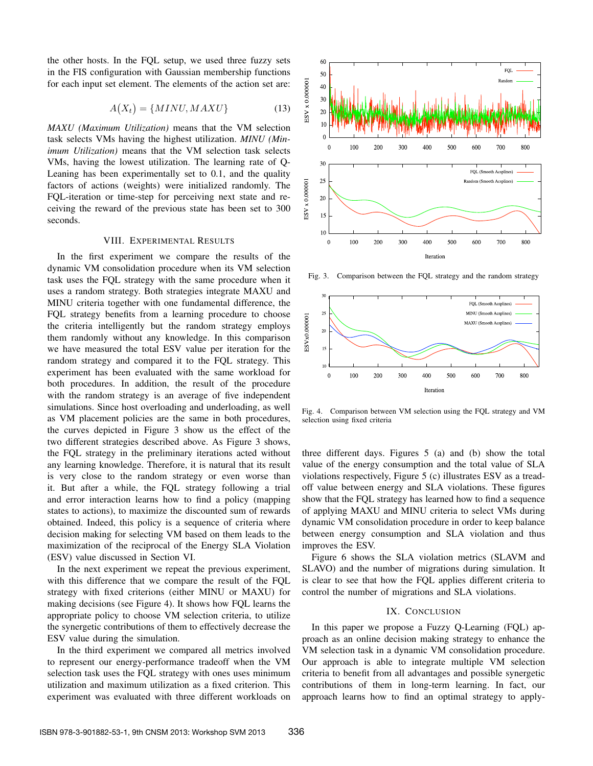the other hosts. In the FQL setup, we used three fuzzy sets in the FIS configuration with Gaussian membership functions for each input set element. The elements of the action set are:

$$A(X_t) = \{MINU, MAXU\} \tag{13}$$

*MAXU (Maximum Utilization)* means that the VM selection task selects VMs having the highest utilization. *MINU (Minimum Utilization)* means that the VM selection task selects VMs, having the lowest utilization. The learning rate of Q-Leaning has been experimentally set to 0.1, and the quality factors of actions (weights) were initialized randomly. The FQL-iteration or time-step for perceiving next state and receiving the reward of the previous state has been set to 300 seconds.

## VIII. Experimental Results

In the first experiment we compare the results of the dynamic VM consolidation procedure when its VM selection task uses the FQL strategy with the same procedure when it uses a random strategy. Both strategies integrate MAXU and MINU criteria together with one fundamental difference, the FQL strategy benefits from a learning procedure to choose the criteria intelligently but the random strategy employs them randomly without any knowledge. In this comparison we have measured the total ESV value per iteration for the random strategy and compared it to the FQL strategy. This experiment has been evaluated with the same workload for both procedures. In addition, the result of the procedure with the random strategy is an average of five independent simulations. Since host overloading and underloading, as well as VM placement policies are the same in both procedures, the curves depicted in Figure 3 show us the effect of the two different strategies described above. As Figure 3 shows, the FQL strategy in the preliminary iterations acted without any learning knowledge. Therefore, it is natural that its result is very close to the random strategy or even worse than it. But after a while, the FQL strategy following a trial and error interaction learns how to find a policy (mapping states to actions), to maximize the discounted sum of rewards obtained. Indeed, this policy is a sequence of criteria where decision making for selecting VM based on them leads to the maximization of the reciprocal of the Energy SLA Violation (ESV) value discussed in Section VI.

In the next experiment we repeat the previous experiment, with this difference that we compare the result of the FQL strategy with fixed criterions (either MINU or MAXU) for making decisions (see Figure 4). It shows how FQL learns the appropriate policy to choose VM selection criteria, to utilize the synergetic contributions of them to effectively decrease the ESV value during the simulation.

In the third experiment we compared all metrics involved to represent our energy-performance tradeoff when the VM selection task uses the FQL strategy with ones uses minimum utilization and maximum utilization as a fixed criterion. This experiment was evaluated with three different workloads on three different days. Figures 5 (a) and (b) show the total value of the energy consumption and the total value of SLA violations respectively, Figure 5 (c) illustrates ESV as a tradeoff value between energy and SLA violations. These figures show that the FQL strategy has learned how to find a sequence of applying MAXU and MINU criteria to select VMs during dynamic VM consolidation procedure in order to keep balance between energy consumption and SLA violation and thus improves the ESV.

Fig. 3. Comparison between the FQL strategy and the random strategy

Fig. 4. Comparison between VM selection using the FQL strategy and VM selection using fixed criteria

Figure 6 shows the SLA violation metrics (SLAVM and SLAVO) and the number of migrations during simulation. It is clear to see that how the FQL applies different criteria to control the number of migrations and SLA violations.

## IX. Conclusion

In this paper we propose a Fuzzy Q-Learning (FQL) approach as an online decision making strategy to enhance the VM selection task in a dynamic VM consolidation procedure. Our approach is able to integrate multiple VM selection criteria to benefit from all advantages and possible synergetic contributions of them in long-term learning. In fact, our approach learns how to find an optimal strategy to apply-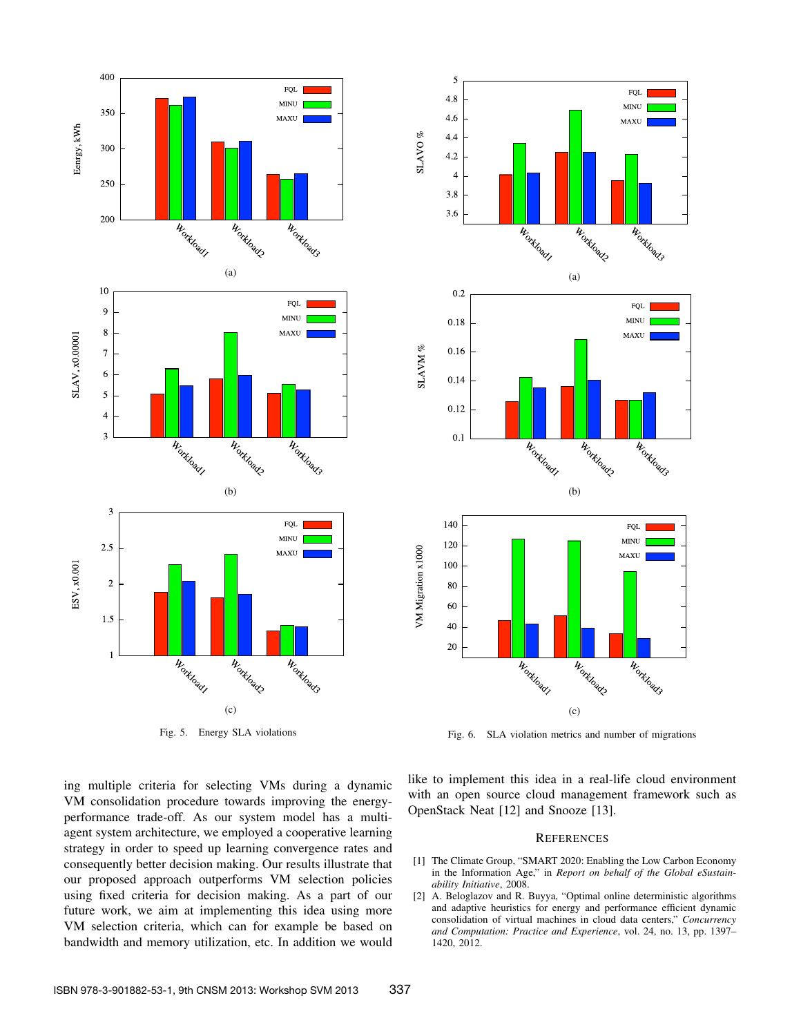Fig. 5. Energy SLA violations

Fig. 6. SLA violation metrics and number of migrations

ing multiple criteria for selecting VMs during a dynamic VM consolidation procedure towards improving the energy-performance trade-off. As our system model has a multi-agent system architecture, we employed a cooperative learning strategy in order to speed up learning convergence rates and consequently better decision making. Our results illustrate that our proposed approach outperforms VM selection policies using fixed criteria for decision making. As a part of our future work, we aim at implementing this idea using more VM selection criteria, which can for example be based on bandwidth and memory utilization, etc. In addition we would like to implement this idea in a real-life cloud environment with an open source cloud management framework such as OpenStack Neat [12] and Snooze [13].

## REFERENCES

[1] The Climate Group, "SMART 2020: Enabling the Low Carbon Economy in the Information Age," in *Report on behalf of the Global eSustainability Initiative*, 2008.

[2] A. Beloglazov and R. Buyya, "Optimal online deterministic algorithms and adaptive heuristics for energy and performance efficient dynamic consolidation of virtual machines in cloud data centers," *Concurrency and Computation: Practice and Experience*, vol. 24, no. 13, pp. 1397–1420, 2012.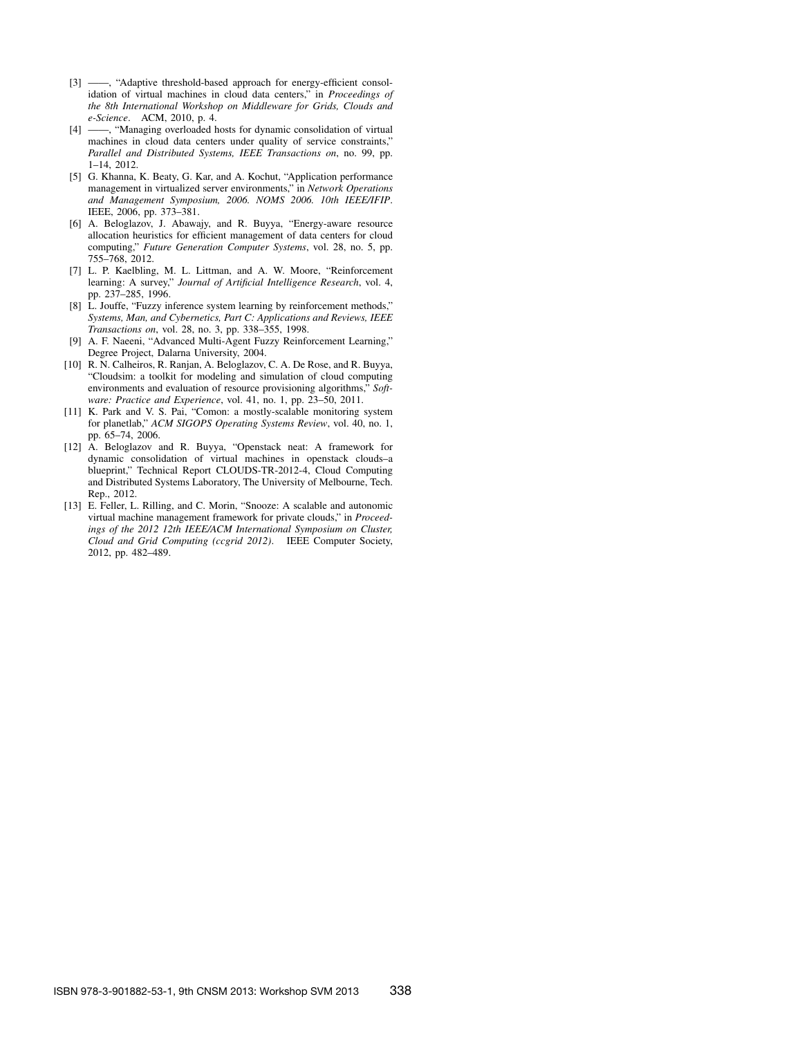[3] ——, "Adaptive threshold-based approach for energy-efficient consolidation of virtual machines in cloud data centers," in *Proceedings of the 8th International Workshop on Middleware for Grids, Clouds and e-Science*. ACM, 2010, p. 4.

[4] ——, "Managing overloaded hosts for dynamic consolidation of virtual machines in cloud data centers under quality of service constraints," *Parallel and Distributed Systems, IEEE Transactions on*, no. 99, pp. 1–14, 2012.

[5] G. Khanna, K. Beaty, G. Kar, and A. Kochut, "Application performance management in virtualized server environments," in *Network Operations and Management Symposium, 2006. NOMS 2006. 10th IEEE/IFIP*. IEEE, 2006, pp. 373–381.

[6] A. Beloglazov, J. Abawajy, and R. Buyya, "Energy-aware resource allocation heuristics for efficient management of data centers for cloud computing," *Future Generation Computer Systems*, vol. 28, no. 5, pp. 755–768, 2012.

[7] L. P. Kaelbling, M. L. Littman, and A. W. Moore, "Reinforcement learning: A survey," *Journal of Artificial Intelligence Research*, vol. 4, pp. 237–285, 1996.

[8] L. Jouffe, "Fuzzy inference system learning by reinforcement methods," *Systems, Man, and Cybernetics, Part C: Applications and Reviews, IEEE Transactions on*, vol. 28, no. 3, pp. 338–355, 1998.

[9] A. F. Naeeni, "Advanced Multi-Agent Fuzzy Reinforcement Learning," Degree Project, Dalarna University, 2004.

[10] R. N. Calheiros, R. Ranjan, A. Beloglazov, C. A. De Rose, and R. Buyya, "Cloudsim: a toolkit for modeling and simulation of cloud computing environments and evaluation of resource provisioning algorithms," *Software: Practice and Experience*, vol. 41, no. 1, pp. 23–50, 2011.

[11] K. Park and V. S. Pai, "Comon: a mostly-scalable monitoring system for planetlab," *ACM SIGOPS Operating Systems Review*, vol. 40, no. 1, pp. 65–74, 2006.

[12] A. Beloglazov and R. Buyya, "Openstack neat: A framework for dynamic consolidation of virtual machines in openstack clouds–a blueprint," Technical Report CLOUDS-TR-2012-4, Cloud Computing and Distributed Systems Laboratory, The University of Melbourne, Tech. Rep., 2012.

[13] E. Feller, L. Rilling, and C. Morin, "Snooze: A scalable and autonomic virtual machine management framework for private clouds," in *Proceedings of the 2012 12th IEEE/ACM International Symposium on Cluster, Cloud and Grid Computing (ccgrid 2012)*. IEEE Computer Society, 2012, pp. 482–489.